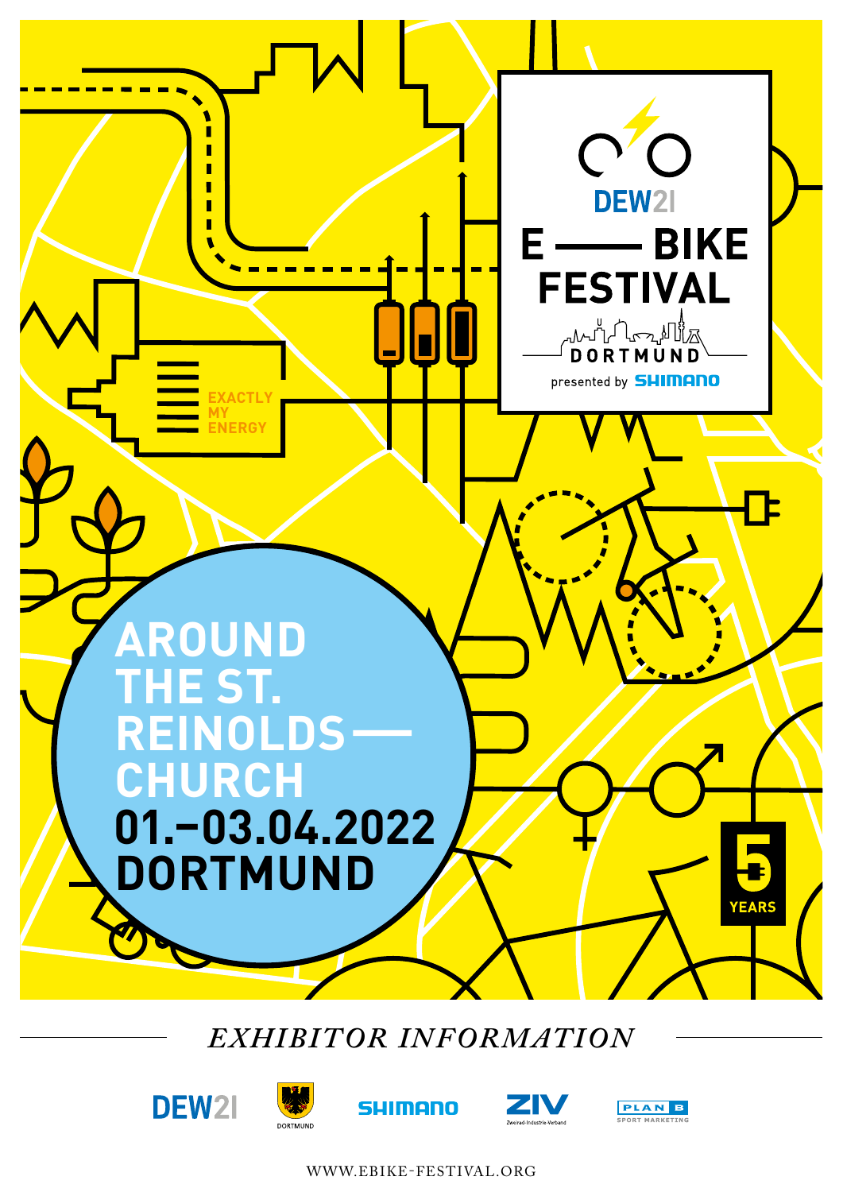DEW21

# E — BIKE FESTIVAL

DORTMUND

presented by SHIMANO

EXACTLY MY ENERGY

## AROUND THE ST. REINOLDS — CHURCH

**01.–03.04.2022**
**DORTMUND**

5 YEARS

## *EXHIBITOR INFORMATION*

DEW21 · DORTMUND · SHIMANO · ZIV Zweirad-Industrie-Verband · PLAN B SPORT MARKETING

WWW.EBIKE-FESTIVAL.ORG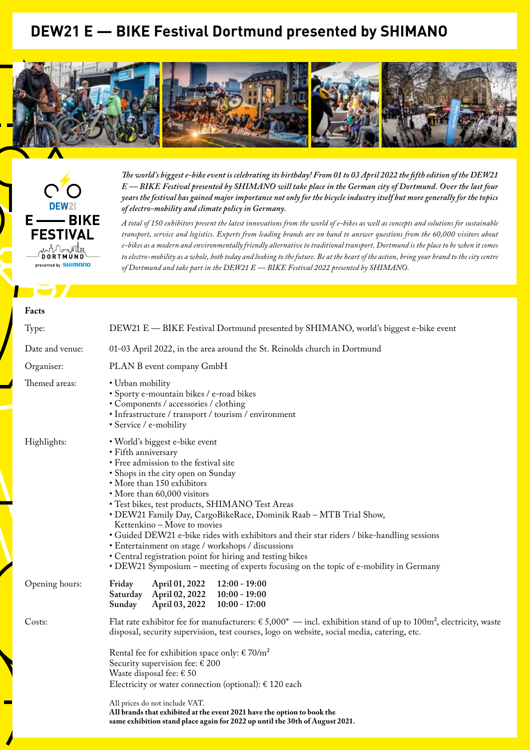# DEW21 E — BIKE Festival Dordmund presented by SHIMANO

*The world's biggest e-bike event is celebrating its birthday! From 01 to 03 April 2022 the fifth edition of the DEW21 E — BIKE Festival presented by SHIMANO will take place in the German city of Dortmund. Over the last four years the festival has gained major importance not only for the bicycle industry itself but more generally for the topics of electro-mobility and climate policy in Germany.*

*A total of 150 exhibitors present the latest innovations from the world of e-bikes as well as concepts and solutions for sustainable transport, service and logistics. Experts from leading brands are on hand to answer questions from the 60,000 visitors about e-bikes as a modern and environmentally friendly alternative to traditional transport. Dortmund is the place to be when it comes to electro-mobility as a whole, both today and looking to the future. Be at the heart of the action, bring your brand to the city centre of Dortmund and take part in the DEW21 E — BIKE Festival 2022 presented by SHIMANO.*

## Facts

**Type:** DEW21 E — BIKE Festival Dortmund presented by SHIMANO, world's biggest e-bike event

**Date and venue:** 01-03 April 2022, in the area around the St. Reinolds church in Dortmund

**Organiser:** PLAN B event company GmbH

**Themed areas:**
- Urban mobility
- Sporty e-mountain bikes / e-road bikes
- Components / accessories / clothing
- Infrastructure / transport / tourism / environment
- Service / e-mobility

**Highlights:**
- World's biggest e-bike event
- Fifth anniversary
- Free admission to the festival site
- Shops in the city open on Sunday
- More than 150 exhibitors
- More than 60,000 visitors
- Test bikes, test products, SHIMANO Test Areas
- DEW21 Family Day, CargoBikeRace, Dominik Raab – MTB Trial Show, Kettenkino – Move to movies
- Guided DEW21 e-bike rides with exhibitors and their star riders / bike-handling sessions
- Entertainment on stage / workshops / discussions
- Central registration point for hiring and testing bikes
- DEW21 Symposium – meeting of experts focusing on the topic of e-mobility in Germany

**Opening hours:**

| | | |
|---|---|---|
| **Friday** | **April 01, 2022** | **12:00 - 19:00** |
| **Saturday** | **April 02, 2022** | **10:00 - 19:00** |
| **Sunday** | **April 03, 2022** | **10:00 - 17:00** |

**Costs:** Flat rate exhibitor fee for manufacturers: € 5,000* — incl. exhibition stand of up to 100m², electricity, waste disposal, security supervision, test courses, logo on website, social media, catering, etc.

Rental fee for exhibition space only: € 70/m²
Security supervision fee: € 200
Waste disposal fee: € 50
Electricity or water connection (optional): € 120 each

All prices do not include VAT.
**All brands that exhibited at the event 2021 have the option to book the same exhibition stand place again for 2022 up until the 30th of August 2021.**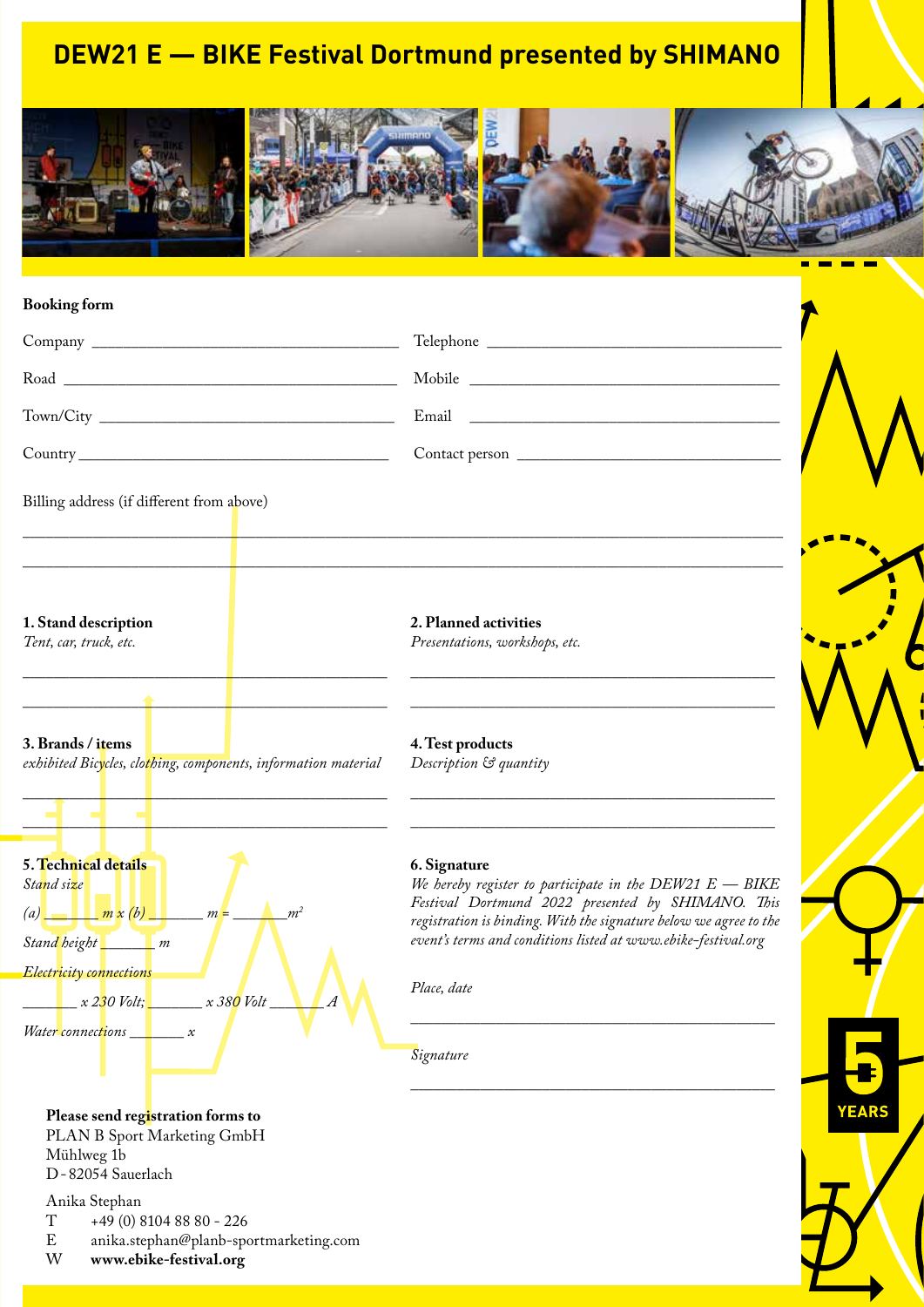# DEW21 E — BIKE Festival Dortmund presented by SHIMANO

**Booking form**

Company ____________________________________ Telephone ____________________________________

Road ____________________________________ Mobile ____________________________________

Town/City ____________________________________ Email ____________________________________

Country ____________________________________ Contact person ____________________________________

Billing address (if different from above)

______________________________________________________________________________

______________________________________________________________________________

**1. Stand description**
*Tent, car, truck, etc.*

______________________________________________

______________________________________________

**2. Planned activities**
*Presentations, workshops, etc.*

______________________________________________

______________________________________________

**3. Brands / items**
*exhibited Bicycles, clothing, components, information material*

______________________________________________

______________________________________________

**4. Test products**
*Description & quantity*

______________________________________________

______________________________________________

**5. Technical details**
*Stand size*

*(a)* _______ *m x (b)* _______ *m =* _______ *m²*

*Stand height* _______ *m*

*Electricity connections*

_______ *x 230 Volt;* _______ *x 380 Volt* _______ *A*

*Water connections* _______ *x*

**6. Signature**
*We hereby register to participate in the DEW21 E — BIKE Festival Dortmund 2022 presented by SHIMANO. This registration is binding. With the signature below we agree to the event's terms and conditions listed at www.ebike-festival.org*

*Place, date*

______________________________________________

*Signature*

______________________________________________

**Please send registration forms to**
PLAN B Sport Marketing GmbH
Mühlweg 1b
D - 82054 Sauerlach

Anika Stephan
T +49 (0) 8104 88 80 - 226
E anika.stephan@planb-sportmarketing.com
W **www.ebike-festival.org**

5 YEARS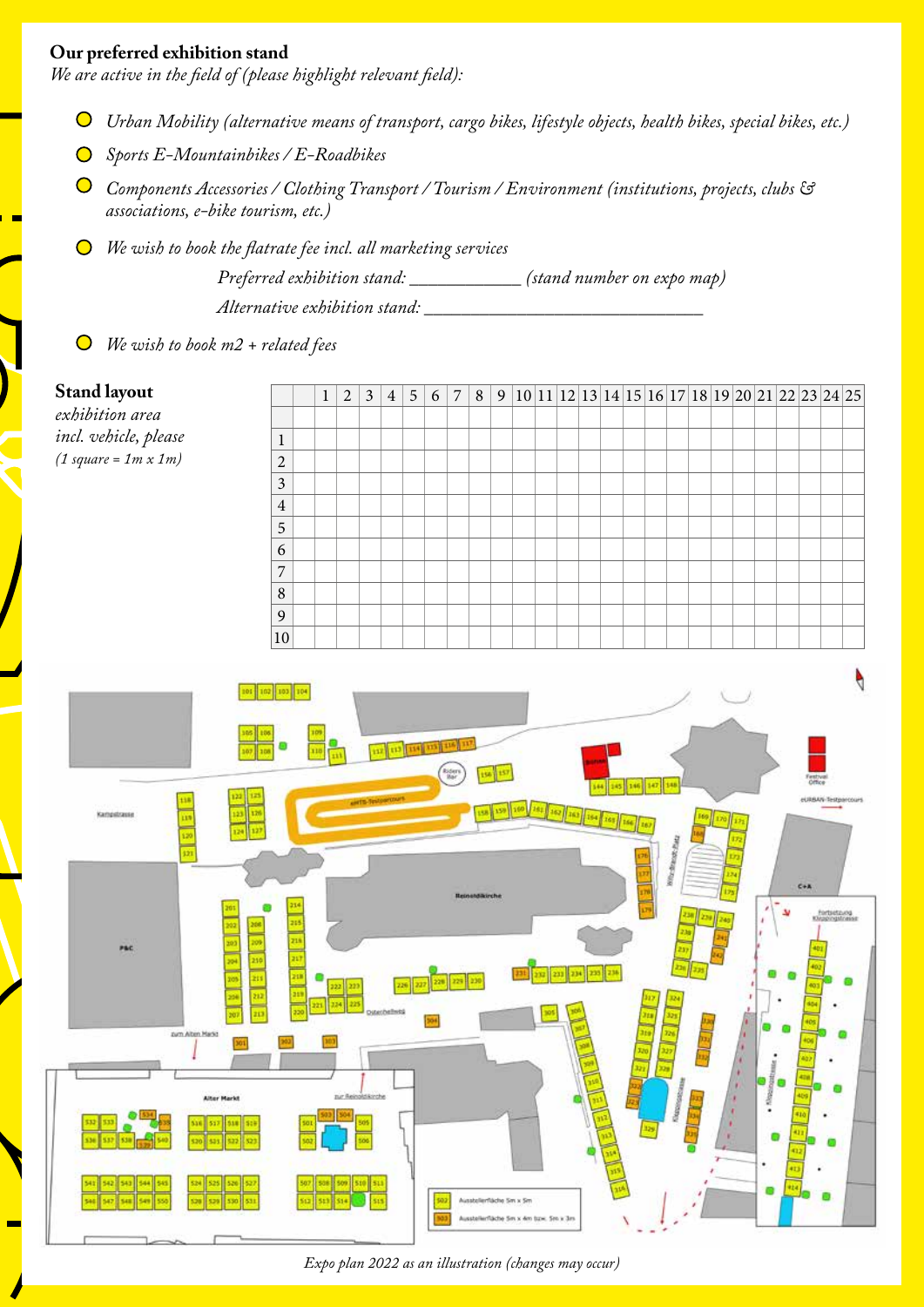**Our preferred exhibition stand**

*We are active in the field of (please highlight relevant field):*

- *Urban Mobility (alternative means of transport, cargo bikes, lifestyle objects, health bikes, special bikes, etc.)*
- *Sports E-Mountainbikes / E-Roadbikes*
- *Components Accessories / Clothing Transport / Tourism / Environment (institutions, projects, clubs & associations, e-bike tourism, etc.)*
- *We wish to book the flatrate fee incl. all marketing services*

  *Preferred exhibition stand: ____________ (stand number on expo map)*

  *Alternative exhibition stand: ______________________________*

- *We wish to book m2 + related fees*

**Stand layout**

*exhibition area incl. vehicle, please (1 square = 1m x 1m)*

| | | 1 | 2 | 3 | 4 | 5 | 6 | 7 | 8 | 9 | 10 | 11 | 12 | 13 | 14 | 15 | 16 | 17 | 18 | 19 | 20 | 21 | 22 | 23 | 24 | 25 |
|---|---|---|---|---|---|---|---|---|---|---|---|---|---|---|---|---|---|---|---|---|---|---|---|---|---|---|
| | | | | | | | | | | | | | | | | | | | | | | | | | | |
| 1 | | | | | | | | | | | | | | | | | | | | | | | | | | |
| 2 | | | | | | | | | | | | | | | | | | | | | | | | | | |
| 3 | | | | | | | | | | | | | | | | | | | | | | | | | | |
| 4 | | | | | | | | | | | | | | | | | | | | | | | | | | |
| 5 | | | | | | | | | | | | | | | | | | | | | | | | | | |
| 6 | | | | | | | | | | | | | | | | | | | | | | | | | | |
| 7 | | | | | | | | | | | | | | | | | | | | | | | | | | |
| 8 | | | | | | | | | | | | | | | | | | | | | | | | | | |
| 9 | | | | | | | | | | | | | | | | | | | | | | | | | | |
| 10 | | | | | | | | | | | | | | | | | | | | | | | | | | |

*Expo plan 2022 as an illustration (changes may occur)*